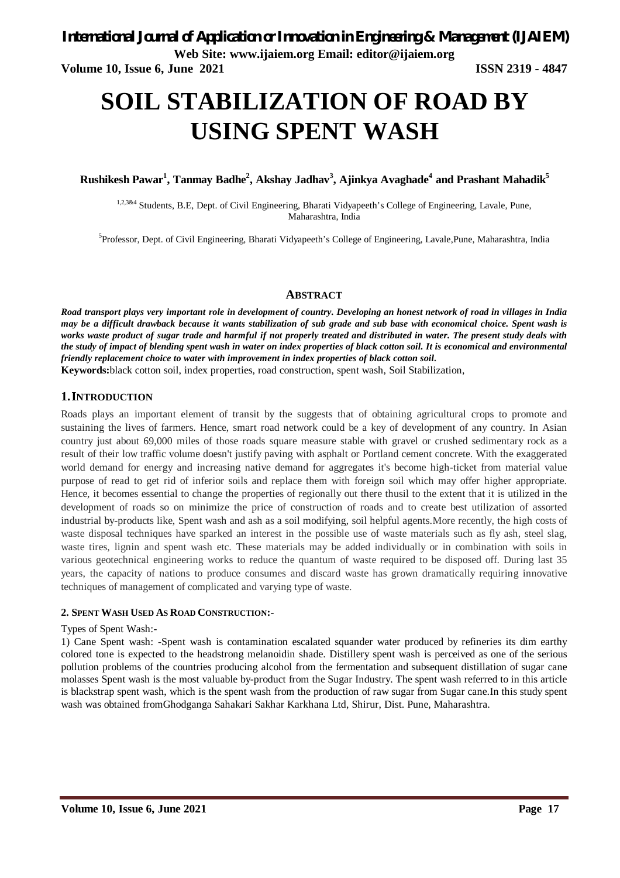# SOIL STABILIZATION OF ROAD BY USING SPENT WASH

**Rushikesh Pawar[1], Tanmay Badhe[2], Akshay Jadhav[3], Ajinkya Avaghade[4] and Prashant Mahadik[5]**

[1,2,3&4] Students, B.E, Dept. of Civil Engineering, Bharati Vidyapeeth's College of Engineering, Lavale, Pune, Maharashtra, India

[5]Professor, Dept. of Civil Engineering, Bharati Vidyapeeth's College of Engineering, Lavale,Pune, Maharashtra, India

## ABSTRACT

***Road transport plays very important role in development of country. Developing an honest network of road in villages in India may be a difficult drawback because it wants stabilization of sub grade and sub base with economical choice. Spent wash is works waste product of sugar trade and harmful if not properly treated and distributed in water. The present study deals with the study of impact of blending spent wash in water on index properties of black cotton soil. It is economical and environmental friendly replacement choice to water with improvement in index properties of black cotton soil.***

**Keywords:**black cotton soil, index properties, road construction, spent wash, Soil Stabilization,

## 1. INTRODUCTION

Roads plays an important element of transit by the suggests that of obtaining agricultural crops to promote and sustaining the lives of farmers. Hence, smart road network could be a key of development of any country. In Asian country just about 69,000 miles of those roads square measure stable with gravel or crushed sedimentary rock as a result of their low traffic volume doesn't justify paving with asphalt or Portland cement concrete. With the exaggerated world demand for energy and increasing native demand for aggregates it's become high-ticket from material value purpose of read to get rid of inferior soils and replace them with foreign soil which may offer higher appropriate. Hence, it becomes essential to change the properties of regionally out there thusil to the extent that it is utilized in the development of roads so on minimize the price of construction of roads and to create best utilization of assorted industrial by-products like, Spent wash and ash as a soil modifying, soil helpful agents.More recently, the high costs of waste disposal techniques have sparked an interest in the possible use of waste materials such as fly ash, steel slag, waste tires, lignin and spent wash etc. These materials may be added individually or in combination with soils in various geotechnical engineering works to reduce the quantum of waste required to be disposed off. During last 35 years, the capacity of nations to produce consumes and discard waste has grown dramatically requiring innovative techniques of management of complicated and varying type of waste.

### 2. SPENT WASH USED AS ROAD CONSTRUCTION:-

Types of Spent Wash:-

1) Cane Spent wash: -Spent wash is contamination escalated squander water produced by refineries its dim earthy colored tone is expected to the headstrong melanoidin shade. Distillery spent wash is perceived as one of the serious pollution problems of the countries producing alcohol from the fermentation and subsequent distillation of sugar cane molasses Spent wash is the most valuable by-product from the Sugar Industry. The spent wash referred to in this article is blackstrap spent wash, which is the spent wash from the production of raw sugar from Sugar cane.In this study spent wash was obtained fromGhodganga Sahakari Sakhar Karkhana Ltd, Shirur, Dist. Pune, Maharashtra.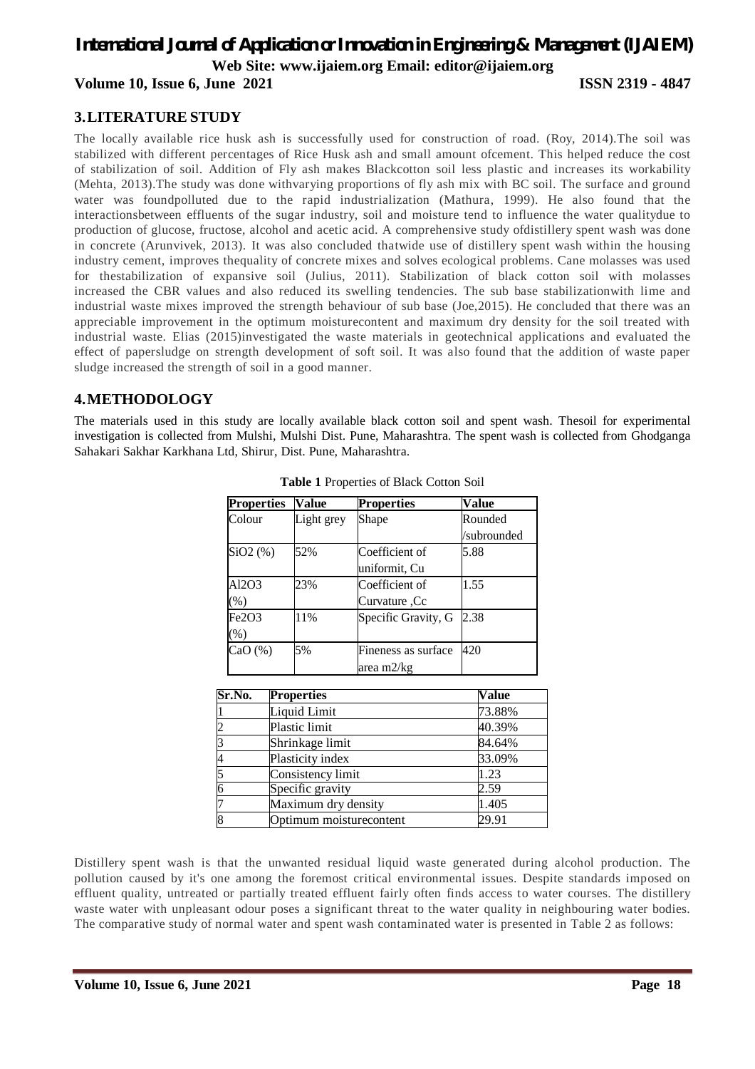## 3. LITERATURE STUDY

The locally available rice husk ash is successfully used for construction of road. (Roy, 2014).The soil was stabilized with different percentages of Rice Husk ash and small amount ofcement. This helped reduce the cost of stabilization of soil. Addition of Fly ash makes Blackcotton soil less plastic and increases its workability (Mehta, 2013).The study was done withvarying proportions of fly ash mix with BC soil. The surface and ground water was foundpolluted due to the rapid industrialization (Mathura, 1999). He also found that the interactionsbetween effluents of the sugar industry, soil and moisture tend to influence the water qualitydue to production of glucose, fructose, alcohol and acetic acid. A comprehensive study ofdistillery spent wash was done in concrete (Arunvivek, 2013). It was also concluded thatwide use of distillery spent wash within the housing industry cement, improves thequality of concrete mixes and solves ecological problems. Cane molasses was used for thestabilization of expansive soil (Julius, 2011). Stabilization of black cotton soil with molasses increased the CBR values and also reduced its swelling tendencies. The sub base stabilizationwith lime and industrial waste mixes improved the strength behaviour of sub base (Joe,2015). He concluded that there was an appreciable improvement in the optimum moisturecontent and maximum dry density for the soil treated with industrial waste. Elias (2015)investigated the waste materials in geotechnical applications and evaluated the effect of papersludge on strength development of soft soil. It was also found that the addition of waste paper sludge increased the strength of soil in a good manner.

## 4. METHODOLOGY

The materials used in this study are locally available black cotton soil and spent wash. Thesoil for experimental investigation is collected from Mulshi, Mulshi Dist. Pune, Maharashtra. The spent wash is collected from Ghodganga Sahakari Sakhar Karkhana Ltd, Shirur, Dist. Pune, Maharashtra.

**Table 1** Properties of Black Cotton Soil

| Properties | Value | Properties | Value |
|---|---|---|---|
| Colour | Light grey | Shape | Rounded /subrounded |
| $SiO_2$ (%) | 52% | Coefficient of uniformit, Cu | 5.88 |
| $Al_2O_3$ (%) | 23% | Coefficient of Curvature ,Cc | 1.55 |
| $Fe_2O_3$ (%) | 11% | Specific Gravity, G | 2.38 |
| CaO (%) | 5% | Fineness as surface area m2/kg | 420 |

| Sr.No. | Properties | Value |
|---|---|---|
| 1 | Liquid Limit | 73.88% |
| 2 | Plastic limit | 40.39% |
| 3 | Shrinkage limit | 84.64% |
| 4 | Plasticity index | 33.09% |
| 5 | Consistency limit | 1.23 |
| 6 | Specific gravity | 2.59 |
| 7 | Maximum dry density | 1.405 |
| 8 | Optimum moisturecontent | 29.91 |

Distillery spent wash is that the unwanted residual liquid waste generated during alcohol production. The pollution caused by it's one among the foremost critical environmental issues. Despite standards imposed on effluent quality, untreated or partially treated effluent fairly often finds access to water courses. The distillery waste water with unpleasant odour poses a significant threat to the water quality in neighbouring water bodies. The comparative study of normal water and spent wash contaminated water is presented in Table 2 as follows: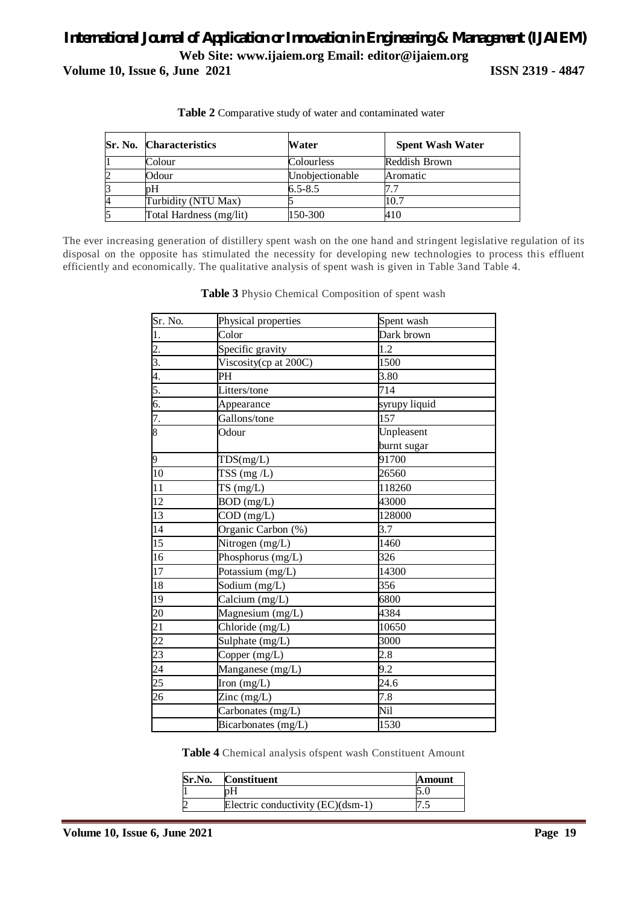**Table 2** Comparative study of water and contaminated water

| Sr. No. | Characteristics | Water | Spent Wash Water |
|---|---|---|---|
| 1 | Colour | Colourless | Reddish Brown |
| 2 | Odour | Unobjectionable | Aromatic |
| 3 | pH | 6.5-8.5 | 7.7 |
| 4 | Turbidity (NTU Max) | 5 | 10.7 |
| 5 | Total Hardness (mg/lit) | 150-300 | 410 |

The ever increasing generation of distillery spent wash on the one hand and stringent legislative regulation of its disposal on the opposite has stimulated the necessity for developing new technologies to process this effluent efficiently and economically. The qualitative analysis of spent wash is given in Table 3and Table 4.

**Table 3** Physio Chemical Composition of spent wash

| Sr. No. | Physical properties | Spent wash |
|---|---|---|
| 1. | Color | Dark brown |
| 2. | Specific gravity | 1.2 |
| 3. | Viscosity(cp at 200C) | 1500 |
| 4. | PH | 3.80 |
| 5. | Litters/tone | 714 |
| 6. | Appearance | syrupy liquid |
| 7. | Gallons/tone | 157 |
| 8 | Odour | Unpleasent burnt sugar |
| 9 | TDS(mg/L) | 91700 |
| 10 | TSS (mg /L) | 26560 |
| 11 | TS (mg/L) | 118260 |
| 12 | BOD (mg/L) | 43000 |
| 13 | COD (mg/L) | 128000 |
| 14 | Organic Carbon (%) | 3.7 |
| 15 | Nitrogen (mg/L) | 1460 |
| 16 | Phosphorus (mg/L) | 326 |
| 17 | Potassium (mg/L) | 14300 |
| 18 | Sodium (mg/L) | 356 |
| 19 | Calcium (mg/L) | 6800 |
| 20 | Magnesium (mg/L) | 4384 |
| 21 | Chloride (mg/L) | 10650 |
| 22 | Sulphate (mg/L) | 3000 |
| 23 | Copper (mg/L) | 2.8 |
| 24 | Manganese (mg/L) | 9.2 |
| 25 | Iron (mg/L) | 24.6 |
| 26 | Zinc (mg/L) | 7.8 |
| | Carbonates (mg/L) | Nil |
| | Bicarbonates (mg/L) | 1530 |

**Table 4** Chemical analysis ofspent wash Constituent Amount

| Sr.No. | Constituent | Amount |
|---|---|---|
| 1 | pH | 5.0 |
| 2 | Electric conductivity (EC)(dsm-1) | 7.5 |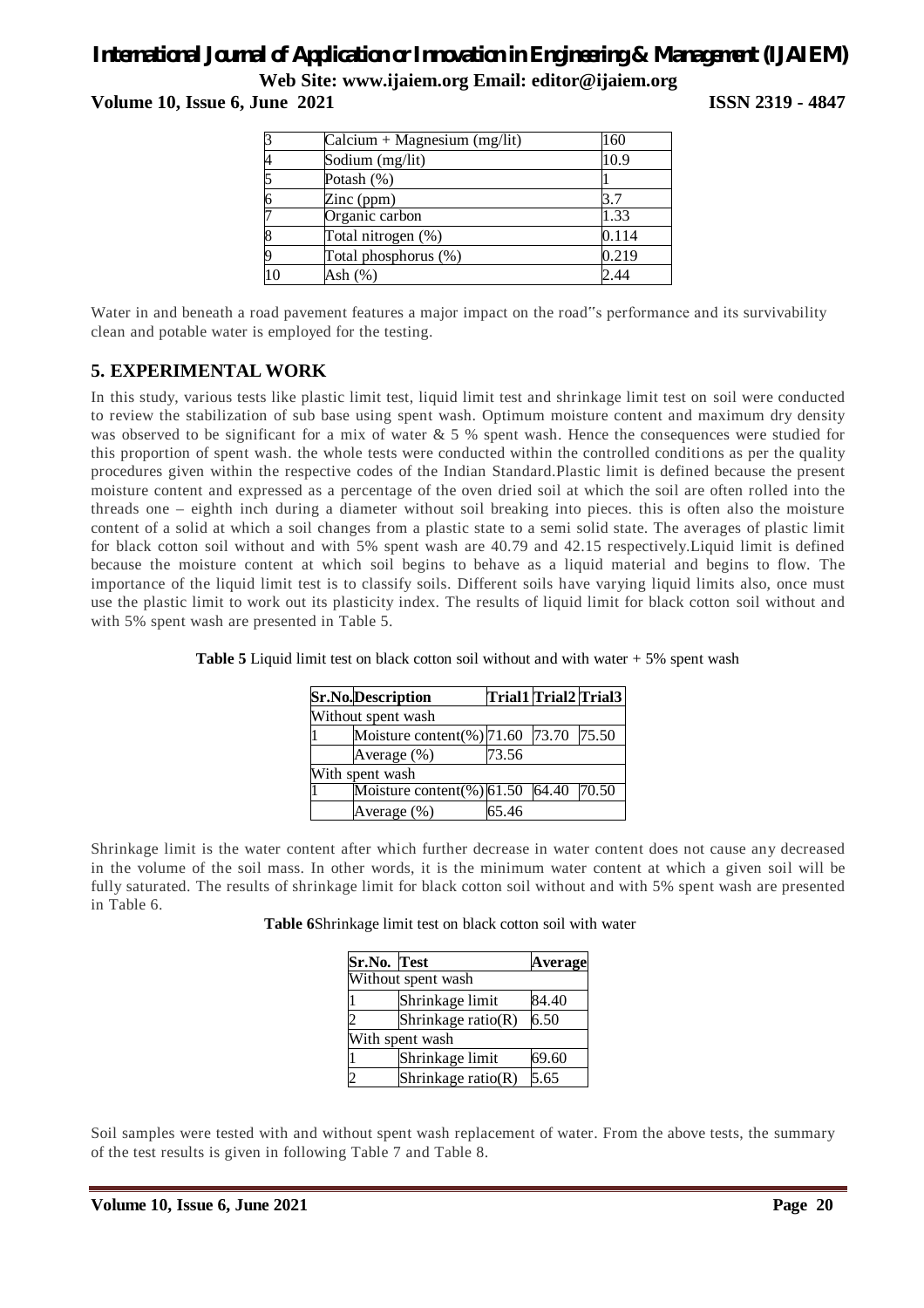| 3 | Calcium + Magnesium (mg/lit) | 160 |
|---|---|---|
| 4 | Sodium (mg/lit) | 10.9 |
| 5 | Potash (%) | 1 |
| 6 | Zinc (ppm) | 3.7 |
| 7 | Organic carbon | 1.33 |
| 8 | Total nitrogen (%) | 0.114 |
| 9 | Total phosphorus (%) | 0.219 |
| 10 | Ash (%) | 2.44 |

Water in and beneath a road pavement features a major impact on the road"s performance and its survivability clean and potable water is employed for the testing.

## 5. EXPERIMENTAL WORK

In this study, various tests like plastic limit test, liquid limit test and shrinkage limit test on soil were conducted to review the stabilization of sub base using spent wash. Optimum moisture content and maximum dry density was observed to be significant for a mix of water & 5 % spent wash. Hence the consequences were studied for this proportion of spent wash. the whole tests were conducted within the controlled conditions as per the quality procedures given within the respective codes of the Indian Standard.Plastic limit is defined because the present moisture content and expressed as a percentage of the oven dried soil at which the soil are often rolled into the threads one – eighth inch during a diameter without soil breaking into pieces. this is often also the moisture content of a solid at which a soil changes from a plastic state to a semi solid state. The averages of plastic limit for black cotton soil without and with 5% spent wash are 40.79 and 42.15 respectively.Liquid limit is defined because the moisture content at which soil begins to behave as a liquid material and begins to flow. The importance of the liquid limit test is to classify soils. Different soils have varying liquid limits also, once must use the plastic limit to work out its plasticity index. The results of liquid limit for black cotton soil without and with 5% spent wash are presented in Table 5.

**Table 5** Liquid limit test on black cotton soil without and with water + 5% spent wash

| Sr.No. | Description | Trial1 | Trial2 | Trial3 |
|---|---|---|---|---|
| Without spent wash | | | | |
| 1 | Moisture content(%) | 71.60 | 73.70 | 75.50 |
| | Average (%) | 73.56 | | |
| With spent wash | | | | |
| 1 | Moisture content(%) | 61.50 | 64.40 | 70.50 |
| | Average (%) | 65.46 | | |

Shrinkage limit is the water content after which further decrease in water content does not cause any decreased in the volume of the soil mass. In other words, it is the minimum water content at which a given soil will be fully saturated. The results of shrinkage limit for black cotton soil without and with 5% spent wash are presented in Table 6.

**Table 6**Shrinkage limit test on black cotton soil with water

| Sr.No. | Test | Average |
|---|---|---|
| Without spent wash | | |
| 1 | Shrinkage limit | 84.40 |
| 2 | Shrinkage ratio(R) | 6.50 |
| With spent wash | | |
| 1 | Shrinkage limit | 69.60 |
| 2 | Shrinkage ratio(R) | 5.65 |

Soil samples were tested with and without spent wash replacement of water. From the above tests, the summary of the test results is given in following Table 7 and Table 8.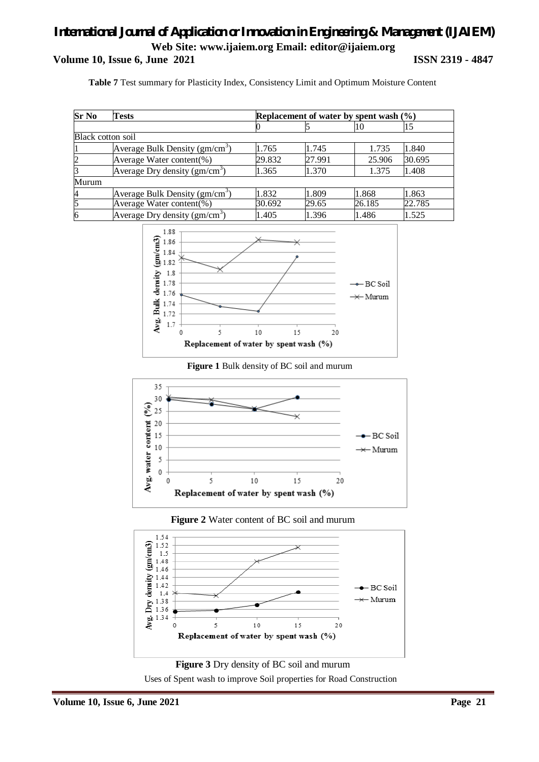**Table 7** Test summary for Plasticity Index, Consistency Limit and Optimum Moisture Content

| Sr No | Tests | Replacement of water by spent wash (%) | | | |
|---|---|---|---|---|---|
| | | 0 | 5 | 10 | 15 |
| Black cotton soil | | | | | |
| 1 | Average Bulk Density ($gm/cm^3$) | 1.765 | 1.745 | 1.735 | 1.840 |
| 2 | Average Water content(%) | 29.832 | 27.991 | 25.906 | 30.695 |
| 3 | Average Dry density ($gm/cm^3$) | 1.365 | 1.370 | 1.375 | 1.408 |
| Murum | | | | | |
| 4 | Average Bulk Density ($gm/cm^3$) | 1.832 | 1.809 | 1.868 | 1.863 |
| 5 | Average Water content(%) | 30.692 | 29.65 | 26.185 | 22.785 |
| 6 | Average Dry density ($gm/cm^3$) | 1.405 | 1.396 | 1.486 | 1.525 |

**Figure 1** Bulk density of BC soil and murum

**Figure 2** Water content of BC soil and murum

**Figure 3** Dry density of BC soil and murum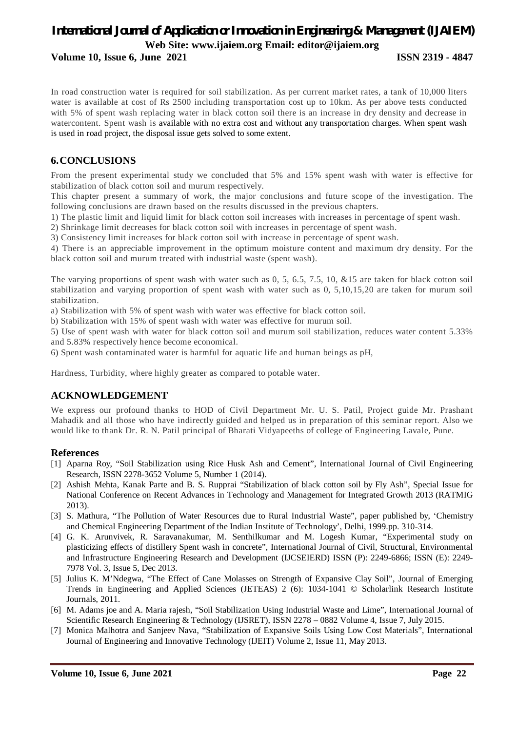In road construction water is required for soil stabilization. As per current market rates, a tank of 10,000 liters water is available at cost of Rs 2500 including transportation cost up to 10km. As per above tests conducted with 5% of spent wash replacing water in black cotton soil there is an increase in dry density and decrease in watercontent. Spent wash is available with no extra cost and without any transportation charges. When spent wash is used in road project, the disposal issue gets solved to some extent.

## 6. CONCLUSIONS

From the present experimental study we concluded that 5% and 15% spent wash with water is effective for stabilization of black cotton soil and murum respectively.

This chapter present a summary of work, the major conclusions and future scope of the investigation. The following conclusions are drawn based on the results discussed in the previous chapters.

1) The plastic limit and liquid limit for black cotton soil increases with increases in percentage of spent wash.
2) Shrinkage limit decreases for black cotton soil with increases in percentage of spent wash.
3) Consistency limit increases for black cotton soil with increase in percentage of spent wash.
4) There is an appreciable improvement in the optimum moisture content and maximum dry density. For the black cotton soil and murum treated with industrial waste (spent wash).

The varying proportions of spent wash with water such as 0, 5, 6.5, 7.5, 10, &15 are taken for black cotton soil stabilization and varying proportion of spent wash with water such as 0, 5,10,15,20 are taken for murum soil stabilization.

a) Stabilization with 5% of spent wash with water was effective for black cotton soil.
b) Stabilization with 15% of spent wash with water was effective for murum soil.

5) Use of spent wash with water for black cotton soil and murum soil stabilization, reduces water content 5.33% and 5.83% respectively hence become economical.
6) Spent wash contaminated water is harmful for aquatic life and human beings as pH,

Hardness, Turbidity, where highly greater as compared to potable water.

## ACKNOWLEDGEMENT

We express our profound thanks to HOD of Civil Department Mr. U. S. Patil, Project guide Mr. Prashant Mahadik and all those who have indirectly guided and helped us in preparation of this seminar report. Also we would like to thank Dr. R. N. Patil principal of Bharati Vidyapeeths of college of Engineering Lavale, Pune.

## References

[1] Aparna Roy, "Soil Stabilization using Rice Husk Ash and Cement", International Journal of Civil Engineering Research, ISSN 2278-3652 Volume 5, Number 1 (2014).

[2] Ashish Mehta, Kanak Parte and B. S. Rupprai "Stabilization of black cotton soil by Fly Ash", Special Issue for National Conference on Recent Advances in Technology and Management for Integrated Growth 2013 (RATMIG 2013).

[3] S. Mathura, "The Pollution of Water Resources due to Rural Industrial Waste", paper published by, 'Chemistry and Chemical Engineering Department of the Indian Institute of Technology', Delhi, 1999.pp. 310-314.

[4] G. K. Arunvivek, R. Saravanakumar, M. Senthilkumar and M. Logesh Kumar, "Experimental study on plasticizing effects of distillery Spent wash in concrete", International Journal of Civil, Structural, Environmental and Infrastructure Engineering Research and Development (IJCSEIERD) ISSN (P): 2249-6866; ISSN (E): 2249-7978 Vol. 3, Issue 5, Dec 2013.

[5] Julius K. M'Ndegwa, "The Effect of Cane Molasses on Strength of Expansive Clay Soil", Journal of Emerging Trends in Engineering and Applied Sciences (JETEAS) 2 (6): 1034-1041 © Scholarlink Research Institute Journals, 2011.

[6] M. Adams joe and A. Maria rajesh, "Soil Stabilization Using Industrial Waste and Lime", International Journal of Scientific Research Engineering & Technology (IJSRET), ISSN 2278 – 0882 Volume 4, Issue 7, July 2015.

[7] Monica Malhotra and Sanjeev Nava, "Stabilization of Expansive Soils Using Low Cost Materials", International Journal of Engineering and Innovative Technology (IJEIT) Volume 2, Issue 11, May 2013.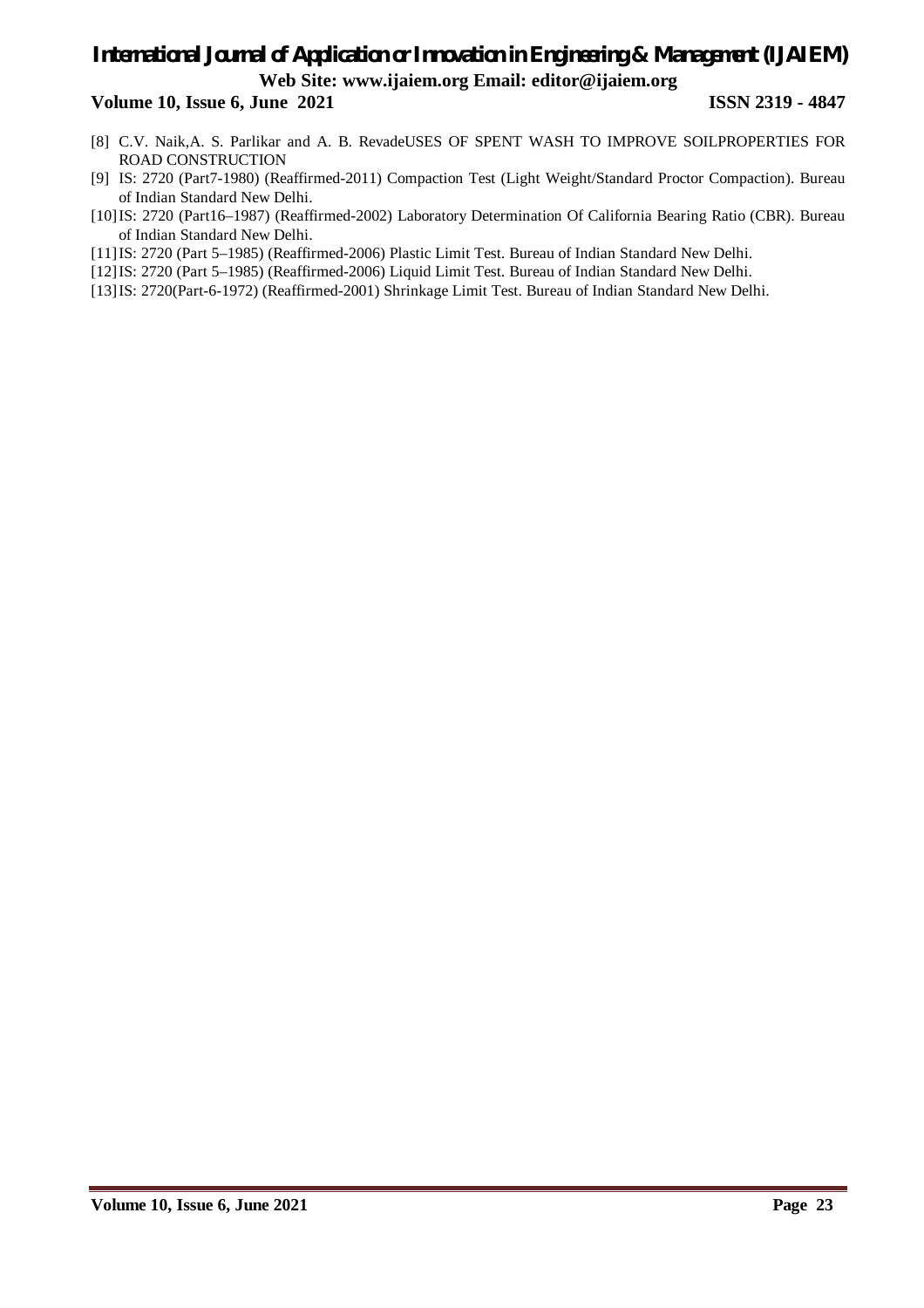[8] C.V. Naik,A. S. Parlikar and A. B. RevadeUSES OF SPENT WASH TO IMPROVE SOILPROPERTIES FOR ROAD CONSTRUCTION

[9] IS: 2720 (Part7-1980) (Reaffirmed-2011) Compaction Test (Light Weight/Standard Proctor Compaction). Bureau of Indian Standard New Delhi.

[10] IS: 2720 (Part16–1987) (Reaffirmed-2002) Laboratory Determination Of California Bearing Ratio (CBR). Bureau of Indian Standard New Delhi.

[11] IS: 2720 (Part 5–1985) (Reaffirmed-2006) Plastic Limit Test. Bureau of Indian Standard New Delhi.

[12] IS: 2720 (Part 5–1985) (Reaffirmed-2006) Liquid Limit Test. Bureau of Indian Standard New Delhi.

[13] IS: 2720(Part-6-1972) (Reaffirmed-2001) Shrinkage Limit Test. Bureau of Indian Standard New Delhi.